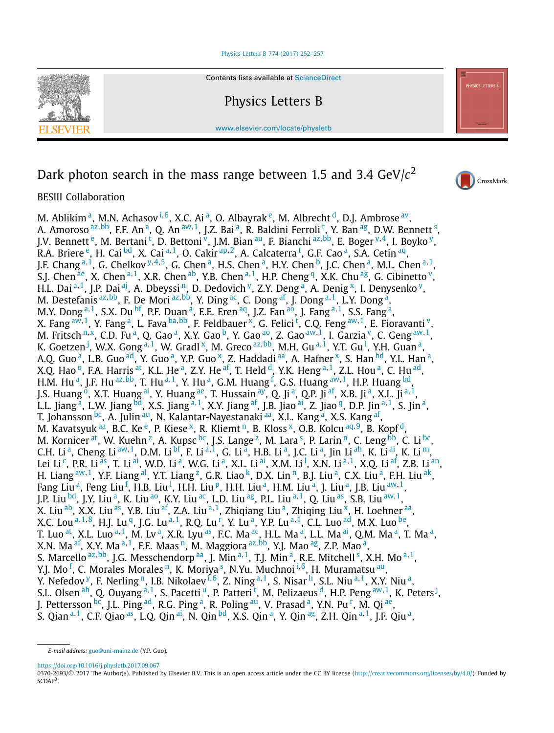Contents lists available at ScienceDirect

# Physics Letters B

www.elsevier.com/locate/physletb

# Dark photon search in the mass range between 1.5 and 3.4 GeV/$c^2$

BESIII Collaboration

M. Ablikim[a], M.N. Achasov[i,6], X.C. Ai[a], O. Albayrak[e], M. Albrecht[d], D.J. Ambrose[av], A. Amoroso[az,bb], F.F. An[a], Q. An[aw,1], J.Z. Bai[a], R. Baldini Ferroli[t], Y. Ban[ag], D.W. Bennett[s], J.V. Bennett[e], M. Bertani[t], D. Bettoni[v], J.M. Bian[au], F. Bianchi[az,bb], E. Boger[y,4], I. Boyko[y], R.A. Briere[e], H. Cai[bd], X. Cai[a,1], O. Cakir[ap,2], A. Calcaterra[t], G.F. Cao[a], S.A. Cetin[aq], J.F. Chang[a,1], G. Chelkov[y,4,5], G. Chen[a], H.S. Chen[a], H.Y. Chen[b], J.C. Chen[a], M.L. Chen[a,1], S.J. Chen[ae], X. Chen[a,1], X.R. Chen[ab], Y.B. Chen[a,1], H.P. Cheng[q], X.K. Chu[ag], G. Cibinetto[v], H.L. Dai[a,1], J.P. Dai[aj], A. Dbeyssi[n], D. Dedovich[y], Z.Y. Deng[a], A. Denig[x], I. Denysenko[y], M. Destefanis[az,bb], F. De Mori[az,bb], Y. Ding[ac], C. Dong[af], J. Dong[a,1], L.Y. Dong[a], M.Y. Dong[a,1], S.X. Du[bf], P.F. Duan[a], E.E. Eren[aq], J.Z. Fan[ao], J. Fang[a,1], S.S. Fang[a], X. Fang[aw,1], Y. Fang[a], L. Fava[ba,bb], F. Feldbauer[x], G. Felici[t], C.Q. Feng[aw,1], E. Fioravanti[v], M. Fritsch[n,x], C.D. Fu[a], Q. Gao[a], X.Y. Gao[b], Y. Gao[ao], Z. Gao[aw,1], I. Garzia[v], C. Geng[aw,1], K. Goetzen[j], W.X. Gong[a,1], W. Gradl[x], M. Greco[az,bb], M.H. Gu[a,1], Y.T. Gu[l], Y.H. Guan[a], A.Q. Guo[a], L.B. Guo[ad], Y. Guo[a], Y.P. Guo[x], Z. Haddadi[aa], A. Hafner[x], S. Han[bd], Y.L. Han[a], X.Q. Hao[o], F.A. Harris[at], K.L. He[a], Z.Y. He[af], T. Held[d], Y.K. Heng[a,1], Z.L. Hou[a], C. Hu[ad], H.M. Hu[a], J.F. Hu[az,bb], T. Hu[a,1], Y. Hu[a], G.M. Huang[f], G.S. Huang[aw,1], H.P. Huang[bd], J.S. Huang[o], X.T. Huang[ai], Y. Huang[ae], T. Hussain[ay], Q. Ji[a], Q.P. Ji[af], X.B. Ji[a], X.L. Ji[a,1], L.L. Jiang[a], L.W. Jiang[bd], X.S. Jiang[a,1], X.Y. Jiang[af], J.B. Jiao[ai], Z. Jiao[q], D.P. Jin[a,1], S. Jin[a], T. Johansson[bc], A. Julin[au], N. Kalantar-Nayestanaki[aa], X.L. Kang[a], X.S. Kang[af], M. Kavatsyuk[aa], B.C. Ke[e], P. Kiese[x], R. Kliemt[n], B. Kloss[x], O.B. Kolcu[aq,9], B. Kopf[d], M. Kornicer[at], W. Kuehn[z], A. Kupsc[bc], J.S. Lange[z], M. Lara[s], P. Larin[n], C. Leng[bb], C. Li[bc], C.H. Li[a], Cheng Li[aw,1], D.M. Li[bf], F. Li[a,1], G. Li[a], H.B. Li[a], J.C. Li[a], Jin Li[ah], K. Li[ai], K. Li[m], Lei Li[c], P.R. Li[as], T. Li[ai], W.D. Li[a], W.G. Li[a], X.L. Li[ai], X.M. Li[l], X.N. Li[a,1], X.Q. Li[af], Z.B. Li[an], H. Liang[aw,1], Y.F. Liang[al], Y.T. Liang[z], G.R. Liao[k], D.X. Lin[n], B.J. Liu[a], C.X. Liu[a], F.H. Liu[ak], Fang Liu[a], Feng Liu[f], H.B. Liu[l], H.H. Liu[p], H.H. Liu[a], H.M. Liu[a], J. Liu[a], J.B. Liu[aw,1], J.P. Liu[bd], J.Y. Liu[a], K. Liu[ao], K.Y. Liu[ac], L.D. Liu[ag], P.L. Liu[a,1], Q. Liu[as], S.B. Liu[aw,1], X. Liu[ab], X.X. Liu[as], Y.B. Liu[af], Z.A. Liu[a,1], Zhiqiang Liu[a], Zhiqing Liu[x], H. Loehner[aa], X.C. Lou[a,1,8], H.J. Lu[q], J.G. Lu[a,1], R.Q. Lu[r], Y. Lu[a], Y.P. Lu[a,1], C.L. Luo[ad], M.X. Luo[be], T. Luo[at], X.L. Luo[a,1], M. Lv[a], X.R. Lyu[as], F.C. Ma[ac], H.L. Ma[a], L.L. Ma[ai], Q.M. Ma[a], T. Ma[a], X.N. Ma[af], X.Y. Ma[a,1], F.E. Maas[n], M. Maggiora[az,bb], Y.J. Mao[ag], Z.P. Mao[a], S. Marcello[az,bb], J.G. Messchendorp[aa], J. Min[a,1], T.J. Min[a], R.E. Mitchell[s], X.H. Mo[a,1], Y.J. Mo[f], C. Morales Morales[n], K. Moriya[s], N.Yu. Muchnoi[i,6], H. Muramatsu[au], Y. Nefedov[y], F. Nerling[n], I.B. Nikolaev[i,6], Z. Ning[a,1], S. Nisar[h], S.L. Niu[a,1], X.Y. Niu[a], S.L. Olsen[ah], Q. Ouyang[a,1], S. Pacetti[u], P. Patteri[t], M. Pelizaeus[d], H.P. Peng[aw,1], K. Peters[j], J. Pettersson[bc], J.L. Ping[ad], R.G. Ping[a], R. Poling[au], V. Prasad[a], Y.N. Pu[r], M. Qi[ae], S. Qian[a,1], C.F. Qiao[as], L.Q. Qin[ai], N. Qin[bd], X.S. Qin[a], Y. Qin[ag], Z.H. Qin[a,1], J.F. Qiu[a],

*E-mail address:* guo@uni-mainz.de (Y.P. Guo).

https://doi.org/10.1016/j.physletb.2017.09.067

0370-2693/© 2017 The Author(s). Published by Elsevier B.V. This is an open access article under the CC BY license (http://creativecommons.org/licenses/by/4.0/). Funded by SCOAP[3].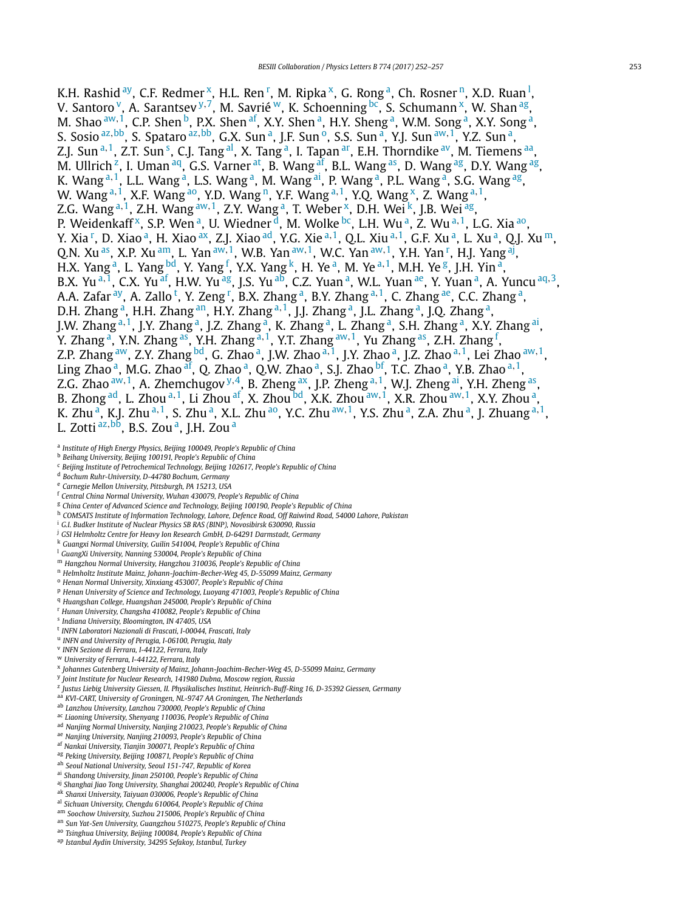K.H. Rashid[ay], C.F. Redmer[x], H.L. Ren[r], M. Ripka[x], G. Rong[a], Ch. Rosner[n], X.D. Ruan[l], V. Santoro[v], A. Sarantsev[y,7], M. Savrié[w], K. Schoenning[bc], S. Schumann[x], W. Shan[ag], M. Shao[aw,1], C.P. Shen[b], P.X. Shen[af], X.Y. Shen[a], H.Y. Sheng[a], W.M. Song[a], X.Y. Song[a], S. Sosio[az,bb], S. Spataro[az,bb], G.X. Sun[a], J.F. Sun[o], S.S. Sun[a], Y.J. Sun[aw,1], Y.Z. Sun[a], Z.J. Sun[a,1], Z.T. Sun[s], C.J. Tang[al], X. Tang[a], I. Tapan[ar], E.H. Thorndike[av], M. Tiemens[aa], M. Ullrich[z], I. Uman[aq], G.S. Varner[at], B. Wang[af], B.L. Wang[as], D. Wang[ag], D.Y. Wang[ag], K. Wang[a,1], L.L. Wang[a], L.S. Wang[a], M. Wang[ai], P. Wang[a], P.L. Wang[a], S.G. Wang[ag], W. Wang[a,1], X.F. Wang[ao], Y.D. Wang[n], Y.F. Wang[a,1], Y.Q. Wang[x], Z. Wang[a,1], Z.G. Wang[a,1], Z.H. Wang[aw,1], Z.Y. Wang[a], T. Weber[x], D.H. Wei[k], J.B. Wei[ag], P. Weidenkaff[x], S.P. Wen[a], U. Wiedner[d], M. Wolke[bc], L.H. Wu[a], Z. Wu[a,1], L.G. Xia[ao], Y. Xia[r], D. Xiao[a], H. Xiao[ax], Z.J. Xiao[ad], Y.G. Xie[a,1], Q.L. Xiu[a,1], G.F. Xu[a], L. Xu[a], Q.J. Xu[m], Q.N. Xu[as], X.P. Xu[am], L. Yan[aw,1], W.B. Yan[aw,1], W.C. Yan[aw,1], Y.H. Yan[r], H.J. Yang[aj], H.X. Yang[a], L. Yang[bd], Y. Yang[f], Y.X. Yang[k], H. Ye[a], M. Ye[a,1], M.H. Ye[g], J.H. Yin[a], B.X. Yu[a,1], C.X. Yu[af], H.W. Yu[ag], J.S. Yu[ab], C.Z. Yuan[a], W.L. Yuan[ae], Y. Yuan[a], A. Yuncu[aq,3], A.A. Zafar[ay], A. Zallo[t], Y. Zeng[r], B.X. Zhang[a], B.Y. Zhang[a,1], C. Zhang[ae], C.C. Zhang[a], D.H. Zhang[a], H.H. Zhang[an], H.Y. Zhang[a,1], J.J. Zhang[a], J.L. Zhang[a], J.Q. Zhang[a], J.W. Zhang[a,1], J.Y. Zhang[a], J.Z. Zhang[a], K. Zhang[a], L. Zhang[a], S.H. Zhang[a], X.Y. Zhang[ai], Y. Zhang[a], Y.N. Zhang[as], Y.H. Zhang[a,1], Y.T. Zhang[aw,1], Yu Zhang[as], Z.H. Zhang[f], Z.P. Zhang[aw], Z.Y. Zhang[bd], G. Zhao[a], J.W. Zhao[a,1], J.Y. Zhao[a], J.Z. Zhao[a,1], Lei Zhao[aw,1], Ling Zhao[a], M.G. Zhao[af], Q. Zhao[a], Q.W. Zhao[a], S.J. Zhao[bf], T.C. Zhao[a], Y.B. Zhao[a,1], Z.G. Zhao[aw,1], A. Zhemchugov[y,4], B. Zheng[ax], J.P. Zheng[a,1], W.J. Zheng[ai], Y.H. Zheng[as], B. Zhong[ad], L. Zhou[a,1], Li Zhou[af], X. Zhou[bd], X.K. Zhou[aw,1], X.R. Zhou[aw,1], X.Y. Zhou[a], K. Zhu[a], K.J. Zhu[a,1], S. Zhu[a], X.L. Zhu[ao], Y.C. Zhu[aw,1], Y.S. Zhu[a], Z.A. Zhu[a], J. Zhuang[a,1], L. Zotti[az,bb], B.S. Zou[a], J.H. Zou[a]

[a] *Institute of High Energy Physics, Beijing 100049, People's Republic of China*
[b] *Beihang University, Beijing 100191, People's Republic of China*
[c] *Beijing Institute of Petrochemical Technology, Beijing 102617, People's Republic of China*
[d] *Bochum Ruhr-University, D-44780 Bochum, Germany*
[e] *Carnegie Mellon University, Pittsburgh, PA 15213, USA*
[f] *Central China Normal University, Wuhan 430079, People's Republic of China*
[g] *China Center of Advanced Science and Technology, Beijing 100190, People's Republic of China*
[h] *COMSATS Institute of Information Technology, Lahore, Defence Road, Off Raiwind Road, 54000 Lahore, Pakistan*
[i] *G.I. Budker Institute of Nuclear Physics SB RAS (BINP), Novosibirsk 630090, Russia*
[j] *GSI Helmholtz Centre for Heavy Ion Research GmbH, D-64291 Darmstadt, Germany*
[k] *Guangxi Normal University, Guilin 541004, People's Republic of China*
[l] *GuangXi University, Nanning 530004, People's Republic of China*
[m] *Hangzhou Normal University, Hangzhou 310036, People's Republic of China*
[n] *Helmholtz Institute Mainz, Johann-Joachim-Becher-Weg 45, D-55099 Mainz, Germany*
[o] *Henan Normal University, Xinxiang 453007, People's Republic of China*
[p] *Henan University of Science and Technology, Luoyang 471003, People's Republic of China*
[q] *Huangshan College, Huangshan 245000, People's Republic of China*
[r] *Hunan University, Changsha 410082, People's Republic of China*
[s] *Indiana University, Bloomington, IN 47405, USA*
[t] *INFN Laboratori Nazionali di Frascati, I-00044, Frascati, Italy*
[u] *INFN and University of Perugia, I-06100, Perugia, Italy*
[v] *INFN Sezione di Ferrara, I-44122, Ferrara, Italy*
[w] *University of Ferrara, I-44122, Ferrara, Italy*
[x] *Johannes Gutenberg University of Mainz, Johann-Joachim-Becher-Weg 45, D-55099 Mainz, Germany*
[y] *Joint Institute for Nuclear Research, 141980 Dubna, Moscow region, Russia*
[z] *Justus Liebig University Giessen, II. Physikalisches Institut, Heinrich-Buff-Ring 16, D-35392 Giessen, Germany*
[aa] *KVI-CART, University of Groningen, NL-9747 AA Groningen, The Netherlands*
[ab] *Lanzhou University, Lanzhou 730000, People's Republic of China*
[ac] *Liaoning University, Shenyang 110036, People's Republic of China*
[ad] *Nanjing Normal University, Nanjing 210023, People's Republic of China*
[ae] *Nanjing University, Nanjing 210093, People's Republic of China*
[af] *Nankai University, Tianjin 300071, People's Republic of China*
[ag] *Peking University, Beijing 100871, People's Republic of China*
[ah] *Seoul National University, Seoul 151-747, Republic of Korea*
[ai] *Shandong University, Jinan 250100, People's Republic of China*
[aj] *Shanghai Jiao Tong University, Shanghai 200240, People's Republic of China*
[ak] *Shanxi University, Taiyuan 030006, People's Republic of China*
[al] *Sichuan University, Chengdu 610064, People's Republic of China*
[am] *Soochow University, Suzhou 215006, People's Republic of China*
[an] *Sun Yat-Sen University, Guangzhou 510275, People's Republic of China*
[ao] *Tsinghua University, Beijing 100084, People's Republic of China*
[ap] *Istanbul Aydin University, 34295 Sefakoy, Istanbul, Turkey*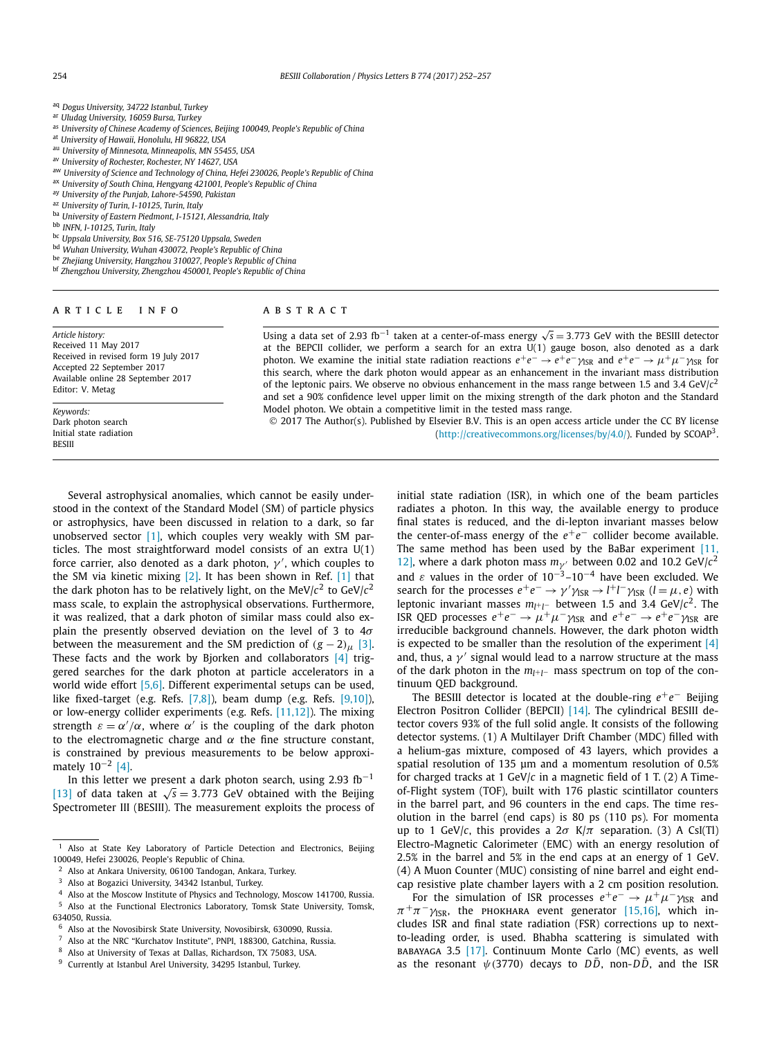[aq] *Dogus University, 34722 Istanbul, Turkey*
[ar] *Uludag University, 16059 Bursa, Turkey*
[as] *University of Chinese Academy of Sciences, Beijing 100049, People's Republic of China*
[at] *University of Hawaii, Honolulu, HI 96822, USA*
[au] *University of Minnesota, Minneapolis, MN 55455, USA*
[av] *University of Rochester, Rochester, NY 14627, USA*
[aw] *University of Science and Technology of China, Hefei 230026, People's Republic of China*
[ax] *University of South China, Hengyang 421001, People's Republic of China*
[ay] *University of the Punjab, Lahore-54590, Pakistan*
[az] *University of Turin, I-10125, Turin, Italy*
[ba] *University of Eastern Piedmont, I-15121, Alessandria, Italy*
[bb] *INFN, I-10125, Turin, Italy*
[bc] *Uppsala University, Box 516, SE-75120 Uppsala, Sweden*
[bd] *Wuhan University, Wuhan 430072, People's Republic of China*
[be] *Zhejiang University, Hangzhou 310027, People's Republic of China*
[bf] *Zhengzhou University, Zhengzhou 450001, People's Republic of China*

---

**ARTICLE INFO**

*Article history:*
Received 11 May 2017
Received in revised form 19 July 2017
Accepted 22 September 2017
Available online 28 September 2017
Editor: V. Metag

*Keywords:*
Dark photon search
Initial state radiation
BESIII

**ABSTRACT**

Using a data set of 2.93 fb$^{-1}$ taken at a center-of-mass energy $\sqrt{s} = 3.773$ GeV with the BESIII detector at the BEPCII collider, we perform a search for an extra U(1) gauge boson, also denoted as a dark photon. We examine the initial state radiation reactions $e^+e^- \to e^+e^-\gamma_{\rm ISR}$ and $e^+e^- \to \mu^+\mu^-\gamma_{\rm ISR}$ for this search, where the dark photon would appear as an enhancement in the invariant mass distribution of the leptonic pairs. We observe no obvious enhancement in the mass range between 1.5 and 3.4 GeV/$c^2$ and set a 90% confidence level upper limit on the mixing strength of the dark photon and the Standard Model photon. We obtain a competitive limit in the tested mass range.

© 2017 The Author(s). Published by Elsevier B.V. This is an open access article under the CC BY license (http://creativecommons.org/licenses/by/4.0/). Funded by SCOAP[3].

---

Several astrophysical anomalies, which cannot be easily understood in the context of the Standard Model (SM) of particle physics or astrophysics, have been discussed in relation to a dark, so far unobserved sector [1], which couples very weakly with SM particles. The most straightforward model consists of an extra U(1) force carrier, also denoted as a dark photon, $\gamma'$, which couples to the SM via kinetic mixing [2]. It has been shown in Ref. [1] that the dark photon has to be relatively light, on the MeV/$c^2$ to GeV/$c^2$ mass scale, to explain the astrophysical observations. Furthermore, it was realized, that a dark photon of similar mass could also explain the presently observed deviation on the level of 3 to 4$\sigma$ between the measurement and the SM prediction of $(g-2)_\mu$ [3]. These facts and the work by Bjorken and collaborators [4] triggered searches for the dark photon at particle accelerators in a world wide effort [5,6]. Different experimental setups can be used, like fixed-target (e.g. Refs. [7,8]), beam dump (e.g. Refs. [9,10]), or low-energy collider experiments (e.g. Refs. [11,12]). The mixing strength $\varepsilon = \alpha'/\alpha$, where $\alpha'$ is the coupling of the dark photon to the electromagnetic charge and $\alpha$ the fine structure constant, is constrained by previous measurements to be below approximately $10^{-2}$ [4].

In this letter we present a dark photon search, using 2.93 fb$^{-1}$ [13] of data taken at $\sqrt{s} = 3.773$ GeV obtained with the Beijing Spectrometer III (BESIII). The measurement exploits the process of initial state radiation (ISR), in which one of the beam particles radiates a photon. In this way, the available energy to produce final states is reduced, and the di-lepton invariant masses below the center-of-mass energy of the $e^+e^-$ collider become available. The same method has been used by the BaBar experiment [11,12], where a dark photon mass $m_{\gamma'}$ between 0.02 and 10.2 GeV/$c^2$ and $\varepsilon$ values in the order of $10^{-3}$–$10^{-4}$ have been excluded. We search for the processes $e^+e^- \to \gamma'\gamma_{\rm ISR} \to l^+l^-\gamma_{\rm ISR}$ $(l = \mu, e)$ with leptonic invariant masses $m_{l^+l^-}$ between 1.5 and 3.4 GeV/$c^2$. The ISR QED processes $e^+e^- \to \mu^+\mu^-\gamma_{\rm ISR}$ and $e^+e^- \to e^+e^-\gamma_{\rm ISR}$ are irreducible background channels. However, the dark photon width is expected to be smaller than the resolution of the experiment [4] and, thus, a $\gamma'$ signal would lead to a narrow structure at the mass of the dark photon in the $m_{l^+l^-}$ mass spectrum on top of the continuum QED background.

The BESIII detector is located at the double-ring $e^+e^-$ Beijing Electron Positron Collider (BEPCII) [14]. The cylindrical BESIII detector covers 93% of the full solid angle. It consists of the following detector systems. (1) A Multilayer Drift Chamber (MDC) filled with a helium-gas mixture, composed of 43 layers, which provides a spatial resolution of 135 μm and a momentum resolution of 0.5% for charged tracks at 1 GeV/$c$ in a magnetic field of 1 T. (2) A Time-of-Flight system (TOF), built with 176 plastic scintillator counters in the barrel part, and 96 counters in the end caps. The time resolution in the barrel (end caps) is 80 ps (110 ps). For momenta up to 1 GeV/$c$, this provides a 2$\sigma$ K/$\pi$ separation. (3) A CsI(Tl) Electro-Magnetic Calorimeter (EMC) with an energy resolution of 2.5% in the barrel and 5% in the end caps at an energy of 1 GeV. (4) A Muon Counter (MUC) consisting of nine barrel and eight end-cap resistive plate chamber layers with a 2 cm position resolution.

For the simulation of ISR processes $e^+e^- \to \mu^+\mu^-\gamma_{\rm ISR}$ and $\pi^+\pi^-\gamma_{\rm ISR}$, the PHOKHARA event generator [15,16], which includes ISR and final state radiation (FSR) corrections up to next-to-leading order, is used. Bhabha scattering is simulated with BABAYAGA 3.5 [17]. Continuum Monte Carlo (MC) events, as well as the resonant $\psi(3770)$ decays to $D\bar{D}$, non-$D\bar{D}$, and the ISR

---

[1] Also at State Key Laboratory of Particle Detection and Electronics, Beijing 100049, Hefei 230026, People's Republic of China.
[2] Also at Ankara University, 06100 Tandogan, Ankara, Turkey.
[3] Also at Bogazici University, 34342 Istanbul, Turkey.
[4] Also at the Moscow Institute of Physics and Technology, Moscow 141700, Russia.
[5] Also at the Functional Electronics Laboratory, Tomsk State University, Tomsk, 634050, Russia.
[6] Also at the Novosibirsk State University, Novosibirsk, 630090, Russia.
[7] Also at the NRC "Kurchatov Institute", PNPI, 188300, Gatchina, Russia.
[8] Also at University of Texas at Dallas, Richardson, TX 75083, USA.
[9] Currently at Istanbul Arel University, 34295 Istanbul, Turkey.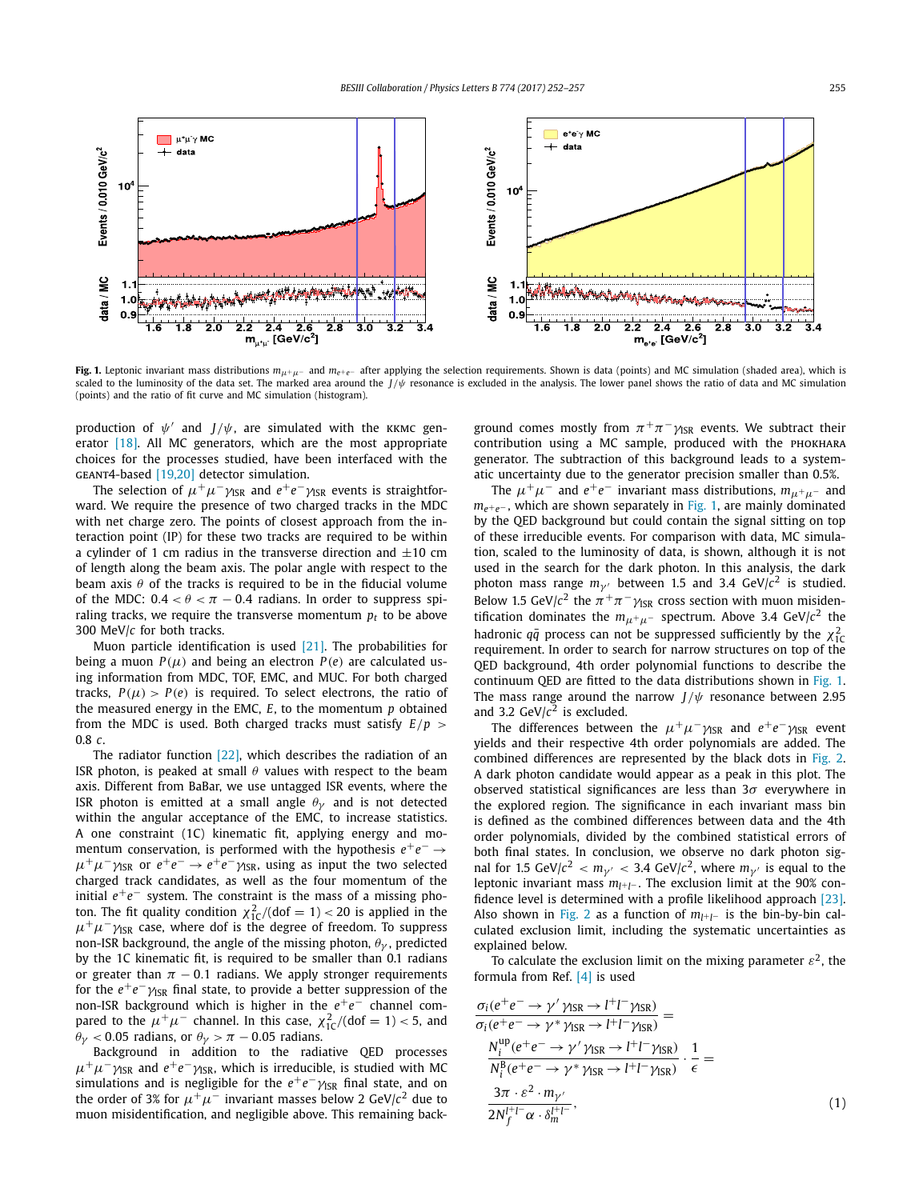**Fig. 1.** Leptonic invariant mass distributions $m_{\mu^+\mu^-}$ and $m_{e^+e^-}$ after applying the selection requirements. Shown is data (points) and MC simulation (shaded area), which is scaled to the luminosity of the data set. The marked area around the $J/\psi$ resonance is excluded in the analysis. The lower panel shows the ratio of data and MC simulation (points) and the ratio of fit curve and MC simulation (histogram).

production of $\psi'$ and $J/\psi$, are simulated with the KKMC generator [18]. All MC generators, which are the most appropriate choices for the processes studied, have been interfaced with the GEANT4-based [19,20] detector simulation.

The selection of $\mu^+\mu^-\gamma_{\rm ISR}$ and $e^+e^-\gamma_{\rm ISR}$ events is straightforward. We require the presence of two charged tracks in the MDC with net charge zero. The points of closest approach from the interaction point (IP) for these two tracks are required to be within a cylinder of 1 cm radius in the transverse direction and $\pm 10$ cm of length along the beam axis. The polar angle with respect to the beam axis $\theta$ of the tracks is required to be in the fiducial volume of the MDC: $0.4 < \theta < \pi - 0.4$ radians. In order to suppress spiraling tracks, we require the transverse momentum $p_t$ to be above 300 MeV/$c$ for both tracks.

Muon particle identification is used [21]. The probabilities for being a muon $P(\mu)$ and being an electron $P(e)$ are calculated using information from MDC, TOF, EMC, and MUC. For both charged tracks, $P(\mu) > P(e)$ is required. To select electrons, the ratio of the measured energy in the EMC, $E$, to the momentum $p$ obtained from the MDC is used. Both charged tracks must satisfy $E/p > 0.8\ c$.

The radiator function [22], which describes the radiation of an ISR photon, is peaked at small $\theta$ values with respect to the beam axis. Different from BaBar, we use untagged ISR events, where the ISR photon is emitted at a small angle $\theta_\gamma$ and is not detected within the angular acceptance of the EMC, to increase statistics. A one constraint (1C) kinematic fit, applying energy and momentum conservation, is performed with the hypothesis $e^+e^- \to \mu^+\mu^-\gamma_{\rm ISR}$ or $e^+e^- \to e^+e^-\gamma_{\rm ISR}$, using as input the two selected charged track candidates, as well as the four momentum of the initial $e^+e^-$ system. The constraint is the mass of a missing photon. The fit quality condition $\chi^2_{\rm 1C}/(\text{dof} = 1) < 20$ is applied in the $\mu^+\mu^-\gamma_{\rm ISR}$ case, where dof is the degree of freedom. To suppress non-ISR background, the angle of the missing photon, $\theta_\gamma$, predicted by the 1C kinematic fit, is required to be smaller than 0.1 radians or greater than $\pi - 0.1$ radians. We apply stronger requirements for the $e^+e^-\gamma_{\rm ISR}$ final state, to provide a better suppression of the non-ISR background which is higher in the $e^+e^-$ channel compared to the $\mu^+\mu^-$ channel. In this case, $\chi^2_{\rm 1C}/(\text{dof} = 1) < 5$, and $\theta_\gamma < 0.05$ radians, or $\theta_\gamma > \pi - 0.05$ radians.

Background in addition to the radiative QED processes $\mu^+\mu^-\gamma_{\rm ISR}$ and $e^+e^-\gamma_{\rm ISR}$, which is irreducible, is studied with MC simulations and is negligible for the $e^+e^-\gamma_{\rm ISR}$ final state, and on the order of 3% for $\mu^+\mu^-$ invariant masses below 2 GeV/$c^2$ due to muon misidentification, and negligible above. This remaining background comes mostly from $\pi^+\pi^-\gamma_{\rm ISR}$ events. We subtract their contribution using a MC sample, produced with the PHOKHARA generator. The subtraction of this background leads to a systematic uncertainty due to the generator precision smaller than 0.5%.

The $\mu^+\mu^-$ and $e^+e^-$ invariant mass distributions, $m_{\mu^+\mu^-}$ and $m_{e^+e^-}$, which are shown separately in Fig. 1, are mainly dominated by the QED background but could contain the signal sitting on top of these irreducible events. For comparison with data, MC simulation, scaled to the luminosity of data, is shown, although it is not used in the search for the dark photon. In this analysis, the dark photon mass range $m_{\gamma'}$ between 1.5 and 3.4 GeV/$c^2$ is studied. Below 1.5 GeV/$c^2$ the $\pi^+\pi^-\gamma_{\rm ISR}$ cross section with muon misidentification dominates the $m_{\mu^+\mu^-}$ spectrum. Above 3.4 GeV/$c^2$ the hadronic $q\bar{q}$ process can not be suppressed sufficiently by the $\chi^2_{\rm 1C}$ requirement. In order to search for narrow structures on top of the QED background, 4th order polynomial functions to describe the continuum QED are fitted to the data distributions shown in Fig. 1. The mass range around the narrow $J/\psi$ resonance between 2.95 and 3.2 GeV/$c^2$ is excluded.

The differences between the $\mu^+\mu^-\gamma_{\rm ISR}$ and $e^+e^-\gamma_{\rm ISR}$ event yields and their respective 4th order polynomials are added. The combined differences are represented by the black dots in Fig. 2. A dark photon candidate would appear as a peak in this plot. The observed statistical significances are less than $3\sigma$ everywhere in the explored region. The significance in each invariant mass bin is defined as the combined differences between data and the 4th order polynomials, divided by the combined statistical errors of both final states. In conclusion, we observe no dark photon signal for 1.5 GeV/$c^2$ $< m_{\gamma'} <$ 3.4 GeV/$c^2$, where $m_{\gamma'}$ is equal to the leptonic invariant mass $m_{l^+l^-}$. The exclusion limit at the 90% confidence level is determined with a profile likelihood approach [23]. Also shown in Fig. 2 as a function of $m_{l^+l^-}$ is the bin-by-bin calculated exclusion limit, including the systematic uncertainties as explained below.

To calculate the exclusion limit on the mixing parameter $\varepsilon^2$, the formula from Ref. [4] is used

$$
\frac{\sigma_i(e^+e^- \to \gamma'\gamma_{\rm ISR} \to l^+l^-\gamma_{\rm ISR})}{\sigma_i(e^+e^- \to \gamma^*\gamma_{\rm ISR} \to l^+l^-\gamma_{\rm ISR})} =
\frac{N_i^{\rm up}(e^+e^- \to \gamma'\gamma_{\rm ISR} \to l^+l^-\gamma_{\rm ISR})}{N_i^{\rm B}(e^+e^- \to \gamma^*\gamma_{\rm ISR} \to l^+l^-\gamma_{\rm ISR})} \cdot \frac{1}{\epsilon} =
\frac{3\pi \cdot \varepsilon^2 \cdot m_{\gamma'}}{2N_f^{l^+l^-}\alpha \cdot \delta_m^{l^+l^-}}, \tag{1}
$$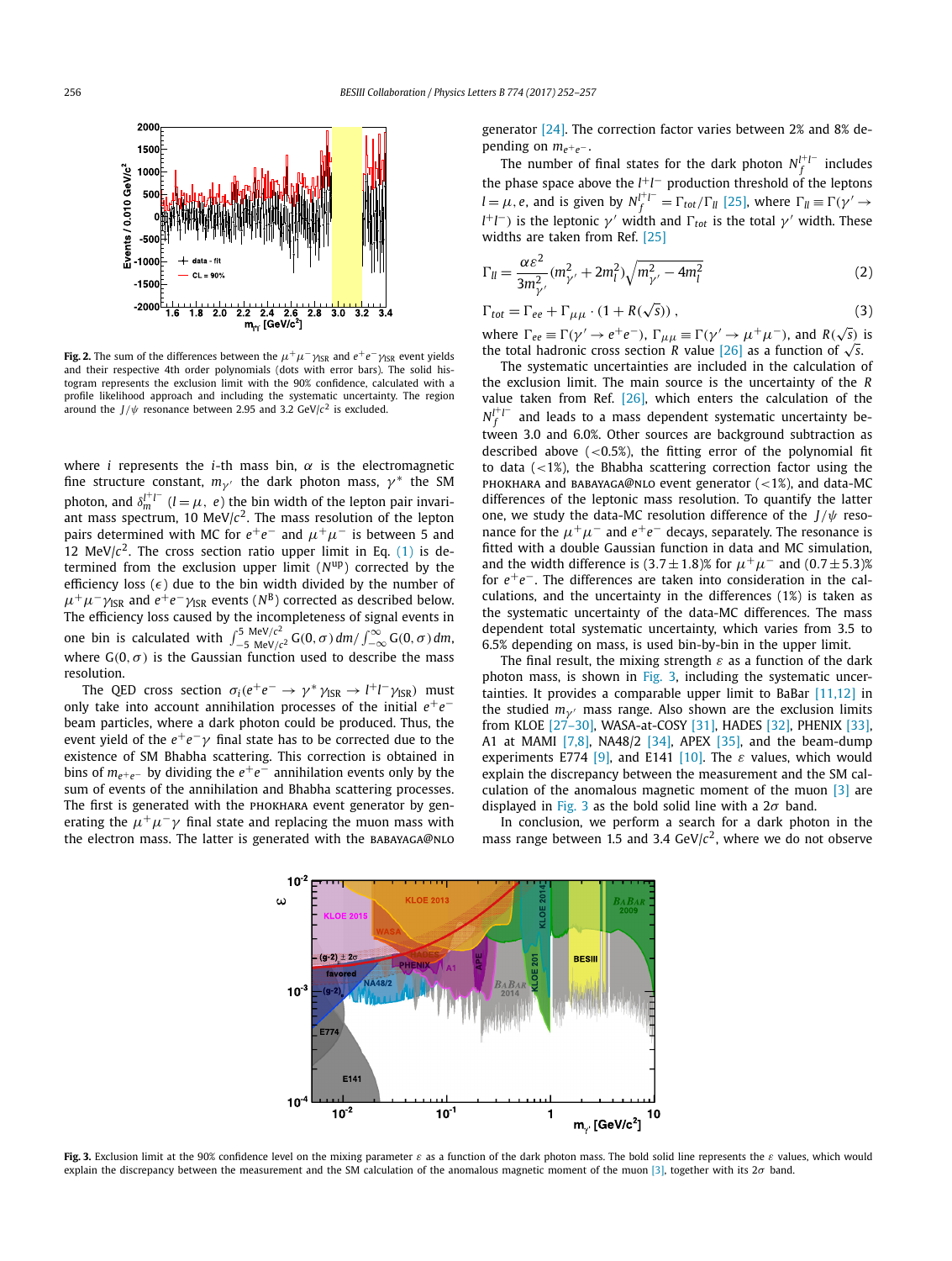**Fig. 2.** The sum of the differences between the $\mu^+\mu^-\gamma_{\rm ISR}$ and $e^+e^-\gamma_{\rm ISR}$ event yields and their respective 4th order polynomials (dots with error bars). The solid histogram represents the exclusion limit with the 90% confidence, calculated with a profile likelihood approach and including the systematic uncertainty. The region around the $J/\psi$ resonance between 2.95 and 3.2 GeV/$c^2$ is excluded.

where $i$ represents the $i$-th mass bin, $\alpha$ is the electromagnetic fine structure constant, $m_{\gamma'}$ the dark photon mass, $\gamma^*$ the SM photon, and $\delta_m^{l^+l^-}$ ($l = \mu,\ e$) the bin width of the lepton pair invariant mass spectrum, 10 MeV/$c^2$. The mass resolution of the lepton pairs determined with MC for $e^+e^-$ and $\mu^+\mu^-$ is between 5 and 12 MeV/$c^2$. The cross section ratio upper limit in Eq. (1) is determined from the exclusion upper limit ($N^{\rm up}$) corrected by the efficiency loss ($\epsilon$) due to the bin width divided by the number of $\mu^+\mu^-\gamma_{\rm ISR}$ and $e^+e^-\gamma_{\rm ISR}$ events ($N^{\rm B}$) corrected as described below. The efficiency loss caused by the incompleteness of signal events in one bin is calculated with $\int_{-5\ {\rm MeV}/c^2}^{5\ {\rm MeV}/c^2} {\rm G}(0,\sigma)\,dm / \int_{-\infty}^{\infty} {\rm G}(0,\sigma)\,dm$, where ${\rm G}(0,\sigma)$ is the Gaussian function used to describe the mass resolution.

The QED cross section $\sigma_i(e^+e^- \to \gamma^*\gamma_{\rm ISR} \to l^+l^-\gamma_{\rm ISR})$ must only take into account annihilation processes of the initial $e^+e^-$ beam particles, where a dark photon could be produced. Thus, the event yield of the $e^+e^-\gamma$ final state has to be corrected due to the existence of SM Bhabha scattering. This correction is obtained in bins of $m_{e^+e^-}$ by dividing the $e^+e^-$ annihilation events only by the sum of events of the annihilation and Bhabha scattering processes. The first is generated with the PHOKHARA event generator by generating the $\mu^+\mu^-\gamma$ final state and replacing the muon mass with the electron mass. The latter is generated with the BABAYAGA@NLO generator [24]. The correction factor varies between 2% and 8% depending on $m_{e^+e^-}$.

The number of final states for the dark photon $N_f^{l^+l^-}$ includes the phase space above the $l^+l^-$ production threshold of the leptons $l = \mu, e$, and is given by $N_f^{l^+l^-} = \Gamma_{tot}/\Gamma_{ll}$ [25], where $\Gamma_{ll} \equiv \Gamma(\gamma' \to l^+l^-)$ is the leptonic $\gamma'$ width and $\Gamma_{tot}$ is the total $\gamma'$ width. These widths are taken from Ref. [25]

$$\Gamma_{ll} = \frac{\alpha\varepsilon^2}{3m_{\gamma'}^2}(m_{\gamma'}^2 + 2m_l^2)\sqrt{m_{\gamma'}^2 - 4m_l^2} \tag{2}$$

$$\Gamma_{tot} = \Gamma_{ee} + \Gamma_{\mu\mu} \cdot (1 + R(\sqrt{s}))\,, \tag{3}$$

where $\Gamma_{ee} \equiv \Gamma(\gamma' \to e^+e^-)$, $\Gamma_{\mu\mu} \equiv \Gamma(\gamma' \to \mu^+\mu^-)$, and $R(\sqrt{s})$ is the total hadronic cross section $R$ value [26] as a function of $\sqrt{s}$.

The systematic uncertainties are included in the calculation of the exclusion limit. The main source is the uncertainty of the $R$ value taken from Ref. [26], which enters the calculation of the $N_f^{l^+l^-}$ and leads to a mass dependent systematic uncertainty between 3.0 and 6.0%. Other sources are background subtraction as described above (<0.5%), the fitting error of the polynomial fit to data (<1%), the Bhabha scattering correction factor using the PHOKHARA and BABAYAGA@NLO event generator (<1%), and data-MC differences of the leptonic mass resolution. To quantify the latter one, we study the data-MC resolution difference of the $J/\psi$ resonance for the $\mu^+\mu^-$ and $e^+e^-$ decays, separately. The resonance is fitted with a double Gaussian function in data and MC simulation, and the width difference is $(3.7 \pm 1.8)$% for $\mu^+\mu^-$ and $(0.7 \pm 5.3)$% for $e^+e^-$. The differences are taken into consideration in the calculations, and the uncertainty in the differences (1%) is taken as the systematic uncertainty of the data-MC differences. The mass dependent total systematic uncertainty, which varies from 3.5 to 6.5% depending on mass, is used bin-by-bin in the upper limit.

The final result, the mixing strength $\varepsilon$ as a function of the dark photon mass, is shown in Fig. 3, including the systematic uncertainties. It provides a comparable upper limit to BaBar [11,12] in the studied $m_{\gamma'}$ mass range. Also shown are the exclusion limits from KLOE [27–30], WASA-at-COSY [31], HADES [32], PHENIX [33], A1 at MAMI [7,8], NA48/2 [34], APEX [35], and the beam-dump experiments E774 [9], and E141 [10]. The $\varepsilon$ values, which would explain the discrepancy between the measurement and the SM calculation of the anomalous magnetic moment of the muon [3] are displayed in Fig. 3 as the bold solid line with a $2\sigma$ band.

In conclusion, we perform a search for a dark photon in the mass range between 1.5 and 3.4 GeV/$c^2$, where we do not observe

**Fig. 3.** Exclusion limit at the 90% confidence level on the mixing parameter $\varepsilon$ as a function of the dark photon mass. The bold solid line represents the $\varepsilon$ values, which would explain the discrepancy between the measurement and the SM calculation of the anomalous magnetic moment of the muon [3], together with its $2\sigma$ band.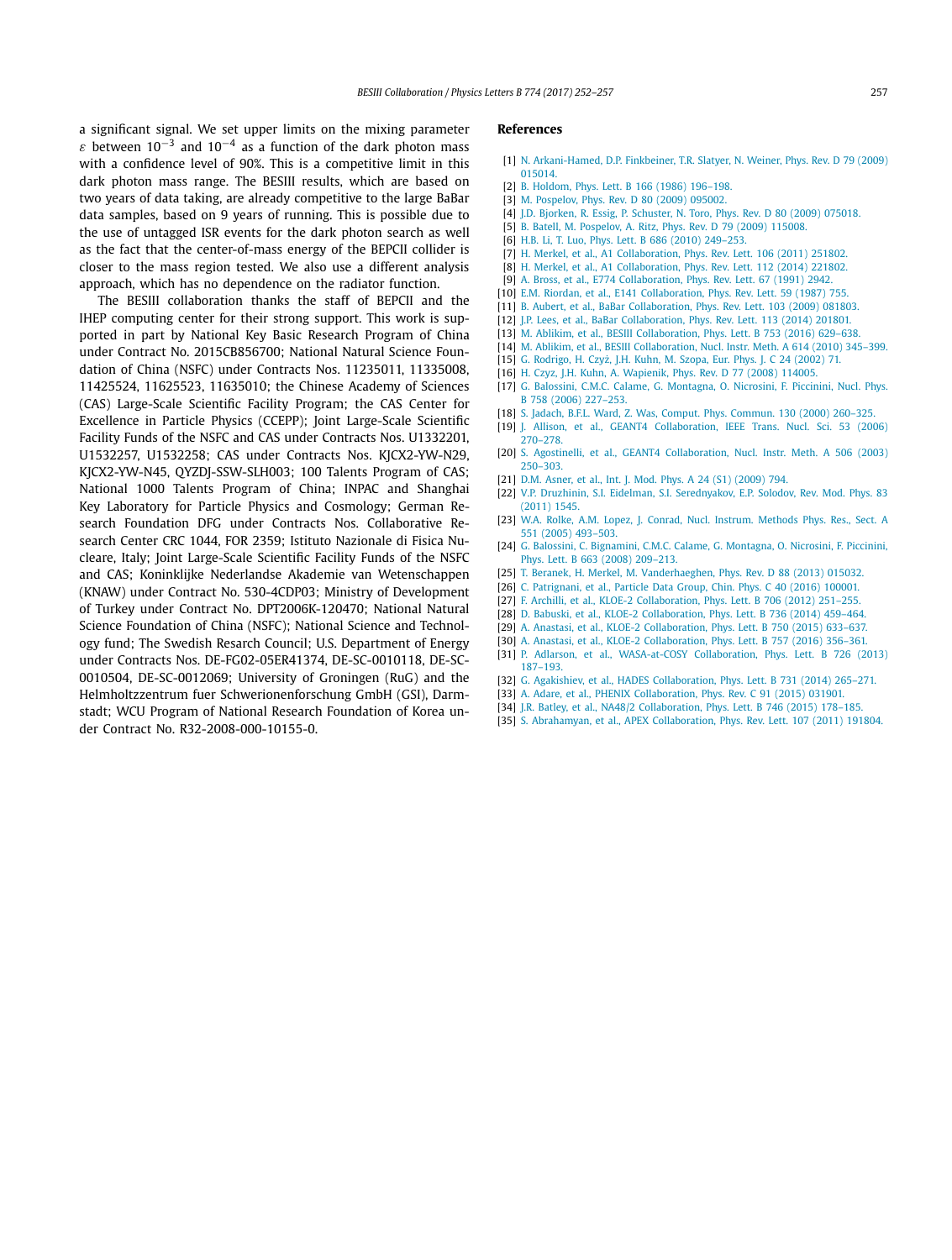a significant signal. We set upper limits on the mixing parameter $\varepsilon$ between $10^{-3}$ and $10^{-4}$ as a function of the dark photon mass with a confidence level of 90%. This is a competitive limit in this dark photon mass range. The BESIII results, which are based on two years of data taking, are already competitive to the large BaBar data samples, based on 9 years of running. This is possible due to the use of untagged ISR events for the dark photon search as well as the fact that the center-of-mass energy of the BEPCII collider is closer to the mass region tested. We also use a different analysis approach, which has no dependence on the radiator function.

The BESIII collaboration thanks the staff of BEPCII and the IHEP computing center for their strong support. This work is supported in part by National Key Basic Research Program of China under Contract No. 2015CB856700; National Natural Science Foundation of China (NSFC) under Contracts Nos. 11235011, 11335008, 11425524, 11625523, 11635010; the Chinese Academy of Sciences (CAS) Large-Scale Scientific Facility Program; the CAS Center for Excellence in Particle Physics (CCEPP); Joint Large-Scale Scientific Facility Funds of the NSFC and CAS under Contracts Nos. U1332201, U1532257, U1532258; CAS under Contracts Nos. KJCX2-YW-N29, KJCX2-YW-N45, QYZDJ-SSW-SLH003; 100 Talents Program of CAS; National 1000 Talents Program of China; INPAC and Shanghai Key Laboratory for Particle Physics and Cosmology; German Research Foundation DFG under Contracts Nos. Collaborative Research Center CRC 1044, FOR 2359; Istituto Nazionale di Fisica Nucleare, Italy; Joint Large-Scale Scientific Facility Funds of the NSFC and CAS; Koninklijke Nederlandse Akademie van Wetenschappen (KNAW) under Contract No. 530-4CDP03; Ministry of Development of Turkey under Contract No. DPT2006K-120470; National Natural Science Foundation of China (NSFC); National Science and Technology fund; The Swedish Resarch Council; U.S. Department of Energy under Contracts Nos. DE-FG02-05ER41374, DE-SC-0010118, DE-SC-0010504, DE-SC-0012069; University of Groningen (RuG) and the Helmholtzzentrum fuer Schwerionenforschung GmbH (GSI), Darmstadt; WCU Program of National Research Foundation of Korea under Contract No. R32-2008-000-10155-0.

## References

[1] N. Arkani-Hamed, D.P. Finkbeiner, T.R. Slatyer, N. Weiner, Phys. Rev. D 79 (2009) 015014.

[2] B. Holdom, Phys. Lett. B 166 (1986) 196–198.

[3] M. Pospelov, Phys. Rev. D 80 (2009) 095002.

[4] J.D. Bjorken, R. Essig, P. Schuster, N. Toro, Phys. Rev. D 80 (2009) 075018.

[5] B. Batell, M. Pospelov, A. Ritz, Phys. Rev. D 79 (2009) 115008.

[6] H.B. Li, T. Luo, Phys. Lett. B 686 (2010) 249–253.

[7] H. Merkel, et al., A1 Collaboration, Phys. Rev. Lett. 106 (2011) 251802.

[8] H. Merkel, et al., A1 Collaboration, Phys. Rev. Lett. 112 (2014) 221802.

[9] A. Bross, et al., E774 Collaboration, Phys. Rev. Lett. 67 (1991) 2942.

[10] E.M. Riordan, et al., E141 Collaboration, Phys. Rev. Lett. 59 (1987) 755.

[11] B. Aubert, et al., BaBar Collaboration, Phys. Rev. Lett. 103 (2009) 081803.

[12] J.P. Lees, et al., BaBar Collaboration, Phys. Rev. Lett. 113 (2014) 201801.

[13] M. Ablikim, et al., BESIII Collaboration, Phys. Lett. B 753 (2016) 629–638.

[14] M. Ablikim, et al., BESIII Collaboration, Nucl. Instr. Meth. A 614 (2010) 345–399.

[15] G. Rodrigo, H. Czyż, J.H. Kuhn, M. Szopa, Eur. Phys. J. C 24 (2002) 71.

[16] H. Czyz, J.H. Kuhn, A. Wapienik, Phys. Rev. D 77 (2008) 114005.

[17] G. Balossini, C.M.C. Calame, G. Montagna, O. Nicrosini, F. Piccinini, Nucl. Phys. B 758 (2006) 227–253.

[18] S. Jadach, B.F.L. Ward, Z. Was, Comput. Phys. Commun. 130 (2000) 260–325.

[19] J. Allison, et al., GEANT4 Collaboration, IEEE Trans. Nucl. Sci. 53 (2006) 270–278.

[20] S. Agostinelli, et al., GEANT4 Collaboration, Nucl. Instr. Meth. A 506 (2003) 250–303.

[21] D.M. Asner, et al., Int. J. Mod. Phys. A 24 (S1) (2009) 794.

[22] V.P. Druzhinin, S.I. Eidelman, S.I. Serednyakov, E.P. Solodov, Rev. Mod. Phys. 83 (2011) 1545.

[23] W.A. Rolke, A.M. Lopez, J. Conrad, Nucl. Instrum. Methods Phys. Res., Sect. A 551 (2005) 493–503.

[24] G. Balossini, C. Bignamini, C.M.C. Calame, G. Montagna, O. Nicrosini, F. Piccinini, Phys. Lett. B 663 (2008) 209–213.

[25] T. Beranek, H. Merkel, M. Vanderhaeghen, Phys. Rev. D 88 (2013) 015032.

[26] C. Patrignani, et al., Particle Data Group, Chin. Phys. C 40 (2016) 100001.

[27] F. Archilli, et al., KLOE-2 Collaboration, Phys. Lett. B 706 (2012) 251–255.

[28] D. Babuski, et al., KLOE-2 Collaboration, Phys. Lett. B 736 (2014) 459–464.

[29] A. Anastasi, et al., KLOE-2 Collaboration, Phys. Lett. B 750 (2015) 633–637.

[30] A. Anastasi, et al., KLOE-2 Collaboration, Phys. Lett. B 757 (2016) 356–361.

[31] P. Adlarson, et al., WASA-at-COSY Collaboration, Phys. Lett. B 726 (2013) 187–193.

[32] G. Agakishiev, et al., HADES Collaboration, Phys. Lett. B 731 (2014) 265–271.

[33] A. Adare, et al., PHENIX Collaboration, Phys. Rev. C 91 (2015) 031901.

[34] J.R. Batley, et al., NA48/2 Collaboration, Phys. Lett. B 746 (2015) 178–185.

[35] S. Abrahamyan, et al., APEX Collaboration, Phys. Rev. Lett. 107 (2011) 191804.